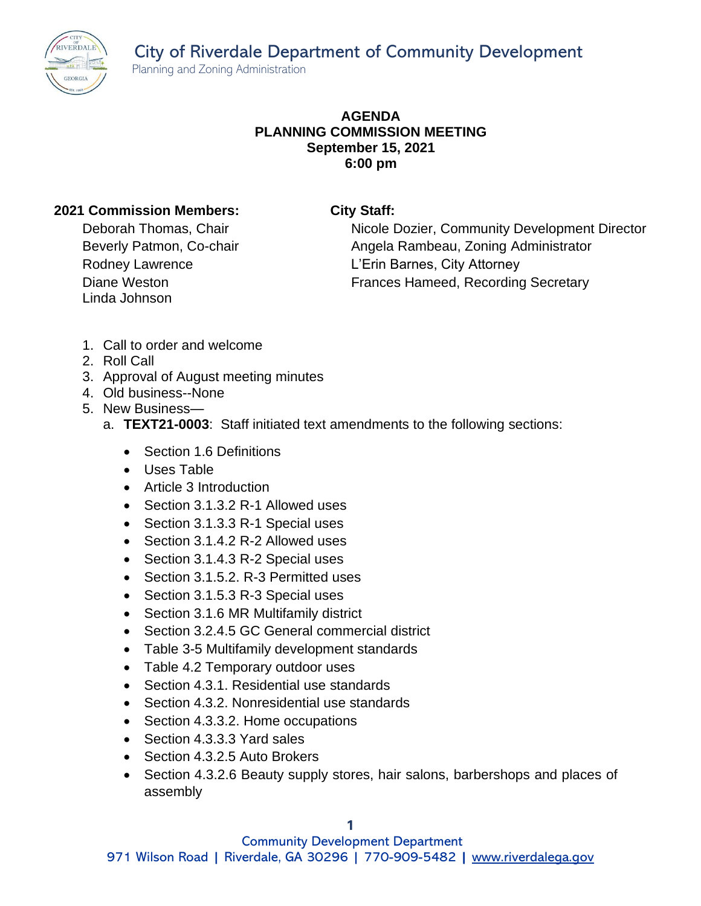# City of Riverdale Department of Community Development

Planning and Zoning Administration

**AGENDA**
**PLANNING COMMISSION MEETING**
**September 15, 2021**
**6:00 pm**

**2021 Commission Members:**

Deborah Thomas, Chair
Beverly Patmon, Co-chair
Rodney Lawrence
Diane Weston
Linda Johnson

**City Staff:**

Nicole Dozier, Community Development Director
Angela Rambeau, Zoning Administrator
L'Erin Barnes, City Attorney
Frances Hameed, Recording Secretary

1. Call to order and welcome
2. Roll Call
3. Approval of August meeting minutes
4. Old business--None
5. New Business—
   a. **TEXT21-0003**: Staff initiated text amendments to the following sections:
      - Section 1.6 Definitions
      - Uses Table
      - Article 3 Introduction
      - Section 3.1.3.2 R-1 Allowed uses
      - Section 3.1.3.3 R-1 Special uses
      - Section 3.1.4.2 R-2 Allowed uses
      - Section 3.1.4.3 R-2 Special uses
      - Section 3.1.5.2. R-3 Permitted uses
      - Section 3.1.5.3 R-3 Special uses
      - Section 3.1.6 MR Multifamily district
      - Section 3.2.4.5 GC General commercial district
      - Table 3-5 Multifamily development standards
      - Table 4.2 Temporary outdoor uses
      - Section 4.3.1. Residential use standards
      - Section 4.3.2. Nonresidential use standards
      - Section 4.3.3.2. Home occupations
      - Section 4.3.3.3 Yard sales
      - Section 4.3.2.5 Auto Brokers
      - Section 4.3.2.6 Beauty supply stores, hair salons, barbershops and places of assembly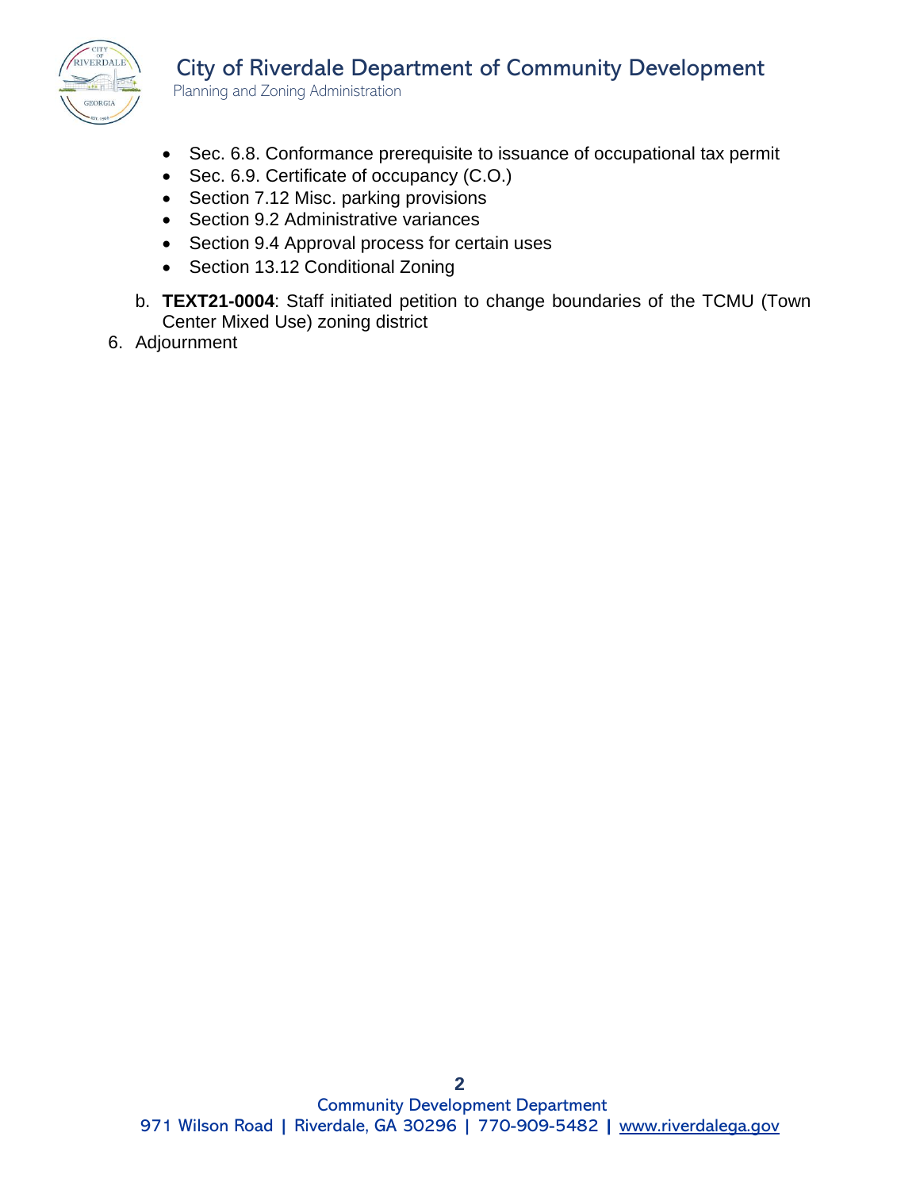- Sec. 6.8. Conformance prerequisite to issuance of occupational tax permit
- Sec. 6.9. Certificate of occupancy (C.O.)
- Section 7.12 Misc. parking provisions
- Section 9.2 Administrative variances
- Section 9.4 Approval process for certain uses
- Section 13.12 Conditional Zoning

b. **TEXT21-0004**: Staff initiated petition to change boundaries of the TCMU (Town Center Mixed Use) zoning district

6. Adjournment